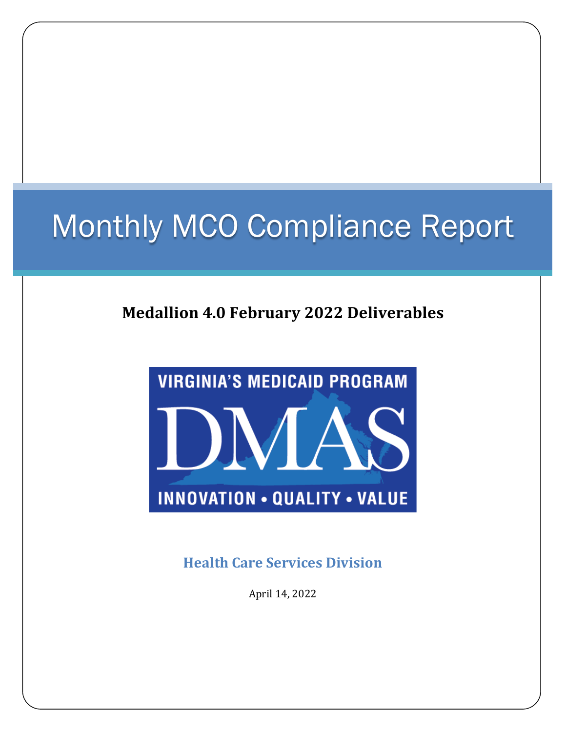# Monthly MCO Compliance Report

## Medallion 4.0 February 2022 Deliverables

VIRGINIA'S MEDICAID PROGRAM

DMAS

INNOVATION • QUALITY • VALUE

### Health Care Services Division

April 14, 2022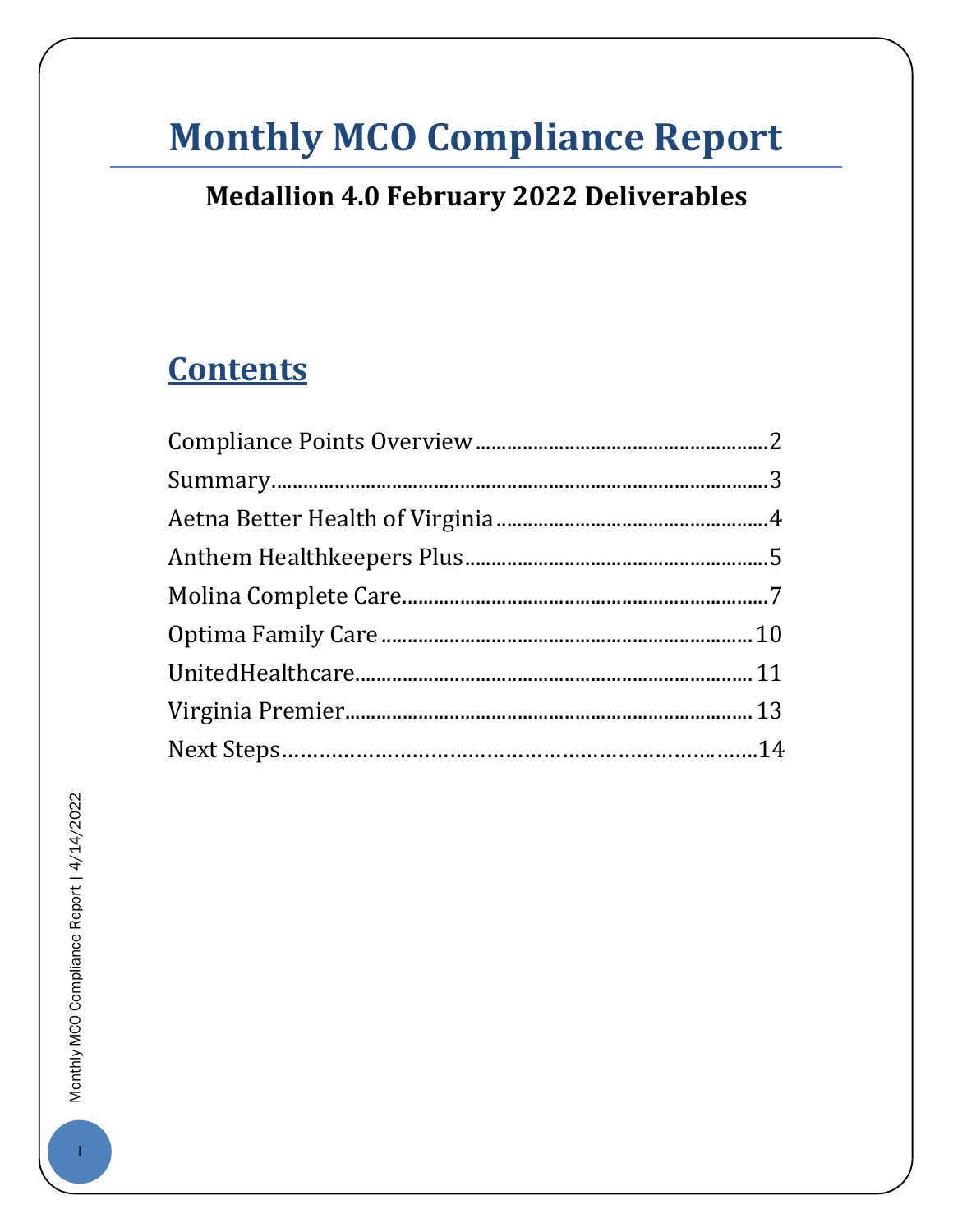# Monthly MCO Compliance Report

## Medallion 4.0 February 2022 Deliverables

## Contents

Compliance Points Overview....................................................2
Summary...................................................................................3
Aetna Better Health of Virginia................................................4
Anthem Healthkeepers Plus......................................................5
Molina Complete Care...............................................................7
Optima Family Care .................................................................10
UnitedHealthcare......................................................................11
Virginia Premier........................................................................13
Next Steps.................................................................................14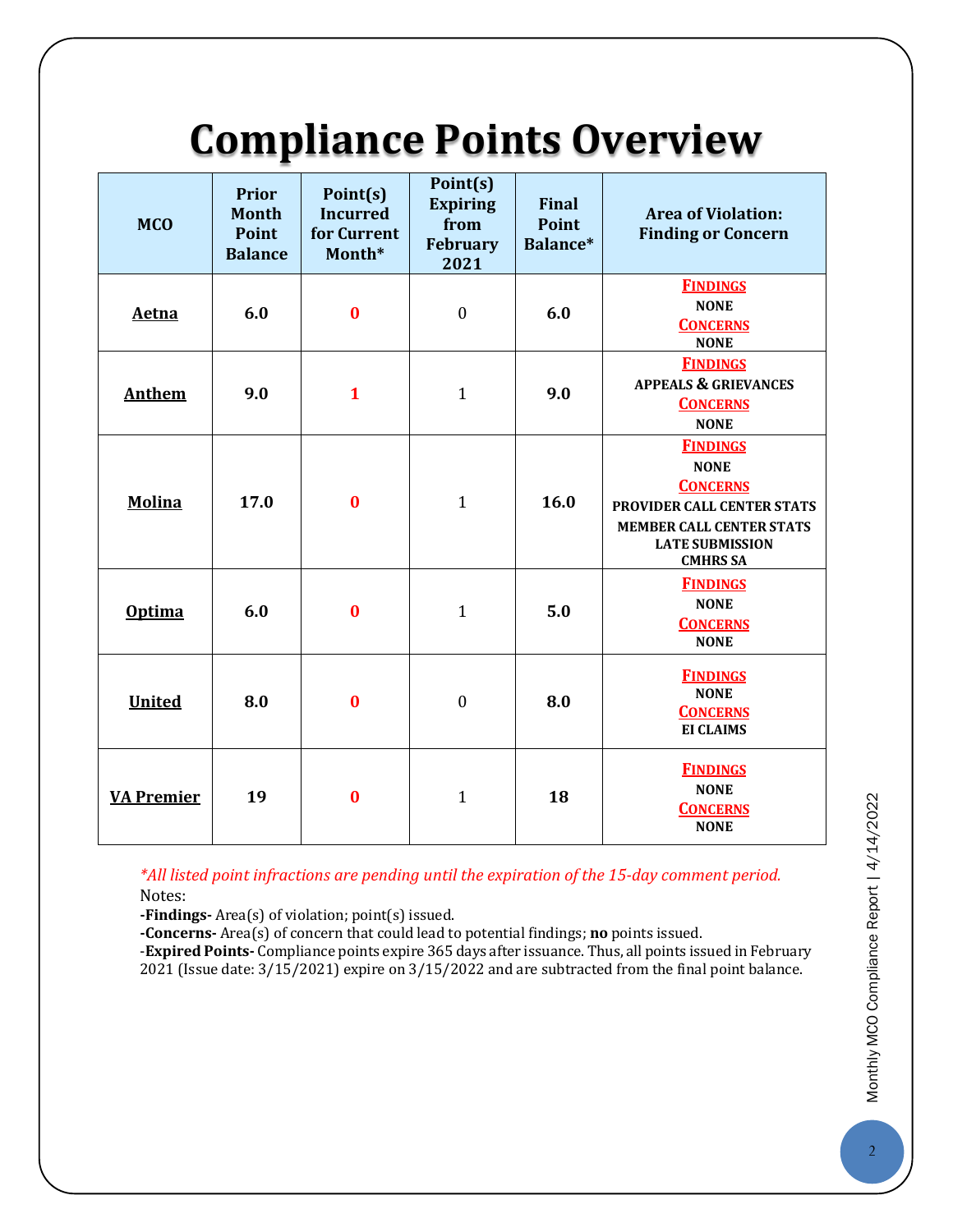# Compliance Points Overview

| MCO | Prior Month Point Balance | Point(s) Incurred for Current Month* | Point(s) Expiring from February 2021 | Final Point Balance* | Area of Violation: Finding or Concern |
|---|---|---|---|---|---|
| **Aetna** | **6.0** | **0** | 0 | **6.0** | **FINDINGS** NONE **CONCERNS** NONE |
| **Anthem** | **9.0** | **1** | 1 | **9.0** | **FINDINGS** APPEALS & GRIEVANCES **CONCERNS** NONE |
| **Molina** | **17.0** | **0** | 1 | **16.0** | **FINDINGS** NONE **CONCERNS** PROVIDER CALL CENTER STATS MEMBER CALL CENTER STATS LATE SUBMISSION CMHRS SA |
| **Optima** | **6.0** | **0** | 1 | **5.0** | **FINDINGS** NONE **CONCERNS** NONE |
| **United** | **8.0** | **0** | 0 | **8.0** | **FINDINGS** NONE **CONCERNS** EI CLAIMS |
| **VA Premier** | **19** | **0** | 1 | **18** | **FINDINGS** NONE **CONCERNS** NONE |

*\*All listed point infractions are pending until the expiration of the 15-day comment period.*

Notes:

**-Findings-** Area(s) of violation; point(s) issued.

**-Concerns-** Area(s) of concern that could lead to potential findings; **no** points issued.

-**Expired Points-** Compliance points expire 365 days after issuance. Thus, all points issued in February 2021 (Issue date: 3/15/2021) expire on 3/15/2022 and are subtracted from the final point balance.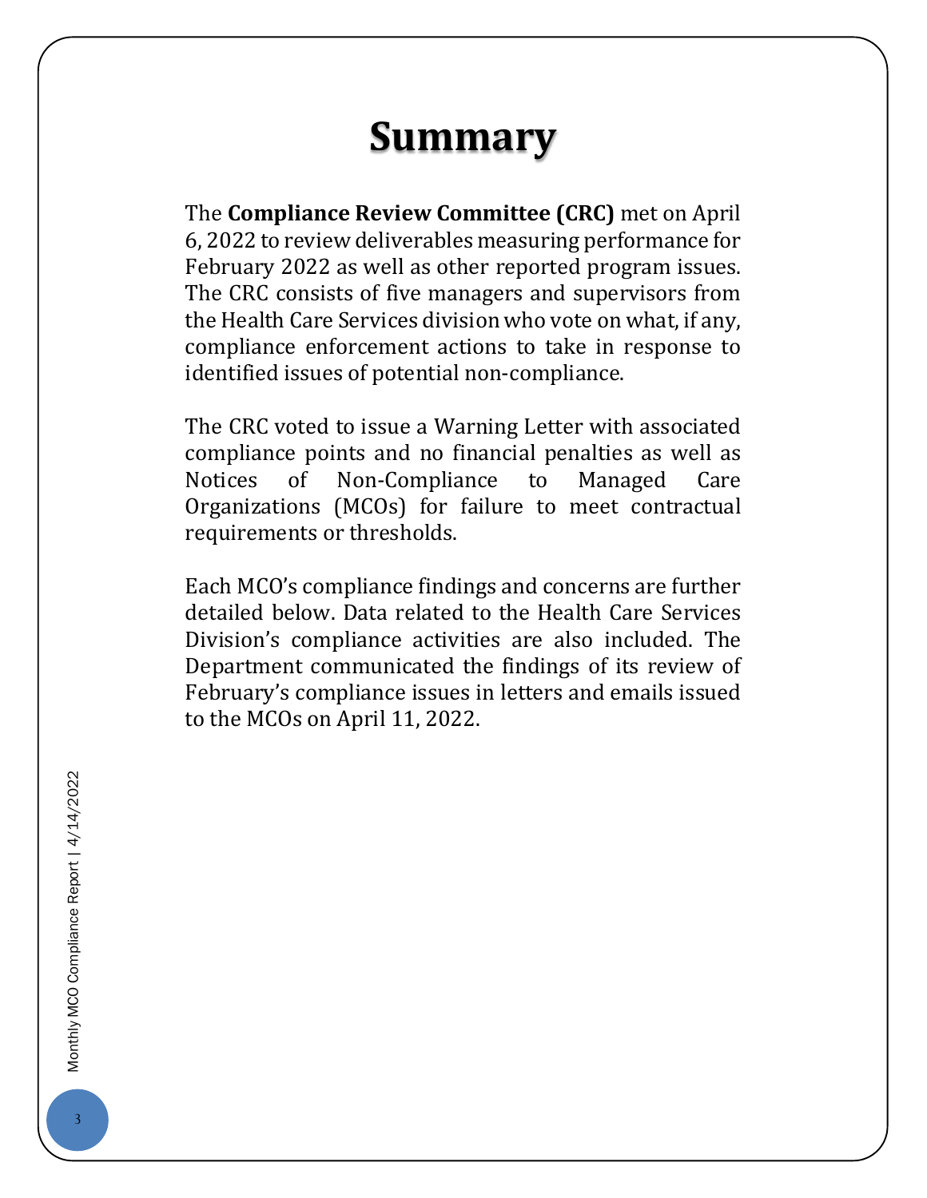# Summary

The **Compliance Review Committee (CRC)** met on April 6, 2022 to review deliverables measuring performance for February 2022 as well as other reported program issues. The CRC consists of five managers and supervisors from the Health Care Services division who vote on what, if any, compliance enforcement actions to take in response to identified issues of potential non-compliance.

The CRC voted to issue a Warning Letter with associated compliance points and no financial penalties as well as Notices of Non-Compliance to Managed Care Organizations (MCOs) for failure to meet contractual requirements or thresholds.

Each MCO's compliance findings and concerns are further detailed below. Data related to the Health Care Services Division's compliance activities are also included. The Department communicated the findings of its review of February's compliance issues in letters and emails issued to the MCOs on April 11, 2022.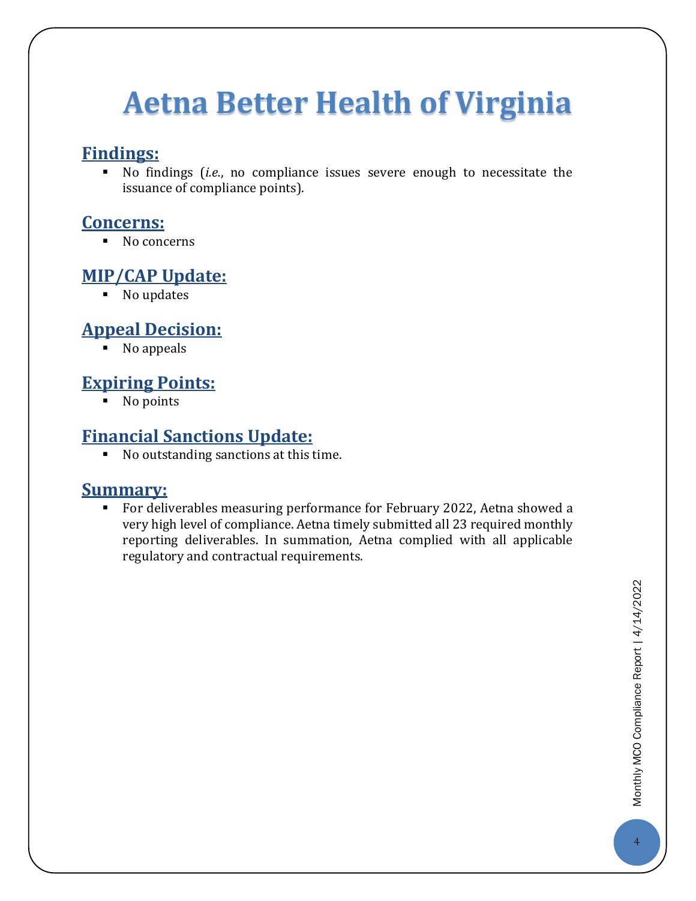# Aetna Better Health of Virginia

## Findings:

- No findings (*i.e.*, no compliance issues severe enough to necessitate the issuance of compliance points).

## Concerns:

- No concerns

## MIP/CAP Update:

- No updates

## Appeal Decision:

- No appeals

## Expiring Points:

- No points

## Financial Sanctions Update:

- No outstanding sanctions at this time.

## Summary:

- For deliverables measuring performance for February 2022, Aetna showed a very high level of compliance. Aetna timely submitted all 23 required monthly reporting deliverables. In summation, Aetna complied with all applicable regulatory and contractual requirements.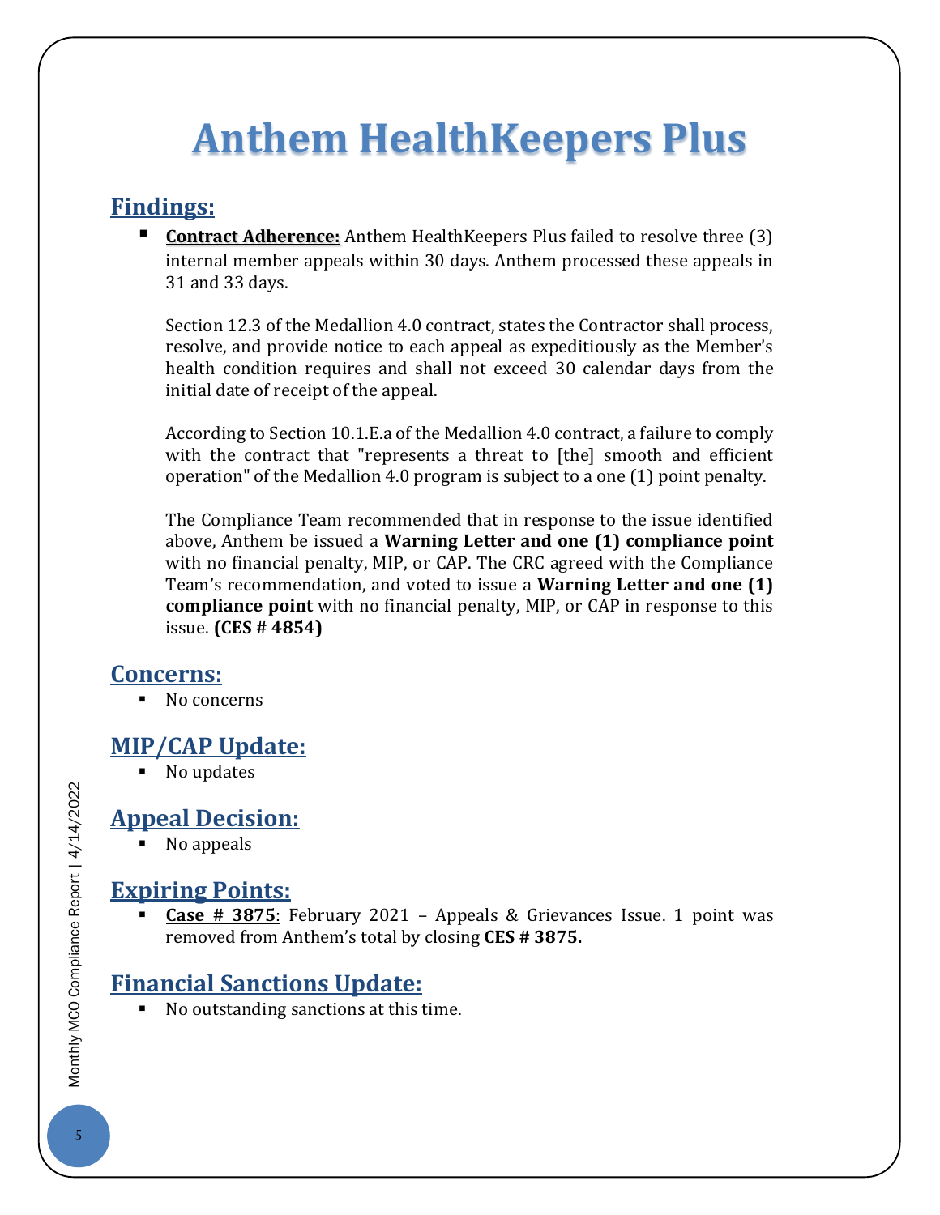# Anthem HealthKeepers Plus

## Findings:

- **Contract Adherence:** Anthem HealthKeepers Plus failed to resolve three (3) internal member appeals within 30 days. Anthem processed these appeals in 31 and 33 days.

  Section 12.3 of the Medallion 4.0 contract, states the Contractor shall process, resolve, and provide notice to each appeal as expeditiously as the Member's health condition requires and shall not exceed 30 calendar days from the initial date of receipt of the appeal.

  According to Section 10.1.E.a of the Medallion 4.0 contract, a failure to comply with the contract that "represents a threat to [the] smooth and efficient operation" of the Medallion 4.0 program is subject to a one (1) point penalty.

  The Compliance Team recommended that in response to the issue identified above, Anthem be issued a **Warning Letter and one (1) compliance point** with no financial penalty, MIP, or CAP. The CRC agreed with the Compliance Team's recommendation, and voted to issue a **Warning Letter and one (1) compliance point** with no financial penalty, MIP, or CAP in response to this issue. **(CES # 4854)**

## Concerns:

- No concerns

## MIP/CAP Update:

- No updates

## Appeal Decision:

- No appeals

## Expiring Points:

- **Case # 3875**: February 2021 – Appeals & Grievances Issue. 1 point was removed from Anthem's total by closing **CES # 3875.**

## Financial Sanctions Update:

- No outstanding sanctions at this time.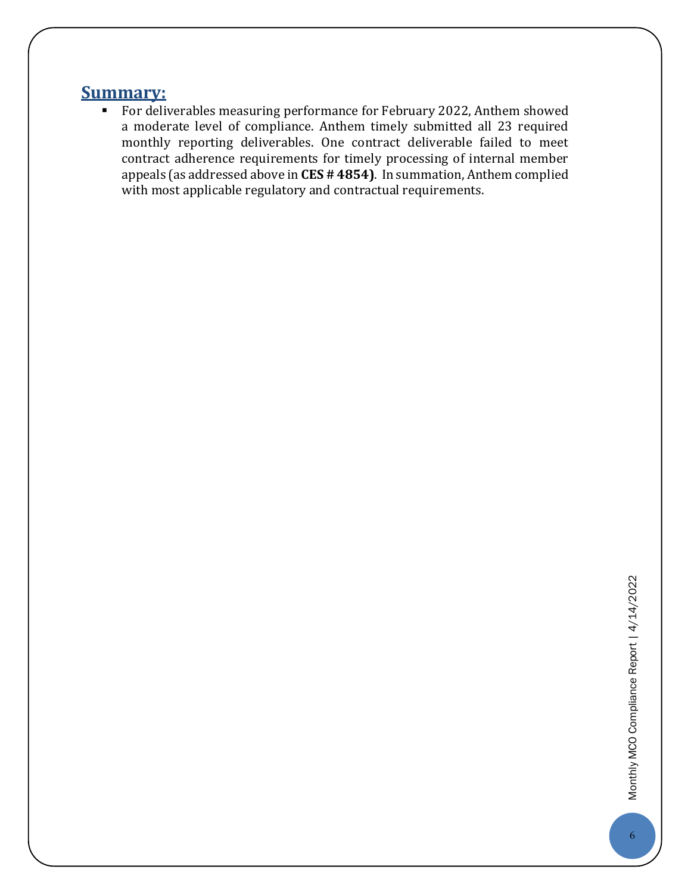## Summary:

- For deliverables measuring performance for February 2022, Anthem showed a moderate level of compliance. Anthem timely submitted all 23 required monthly reporting deliverables. One contract deliverable failed to meet contract adherence requirements for timely processing of internal member appeals (as addressed above in **CES # 4854)**. In summation, Anthem complied with most applicable regulatory and contractual requirements.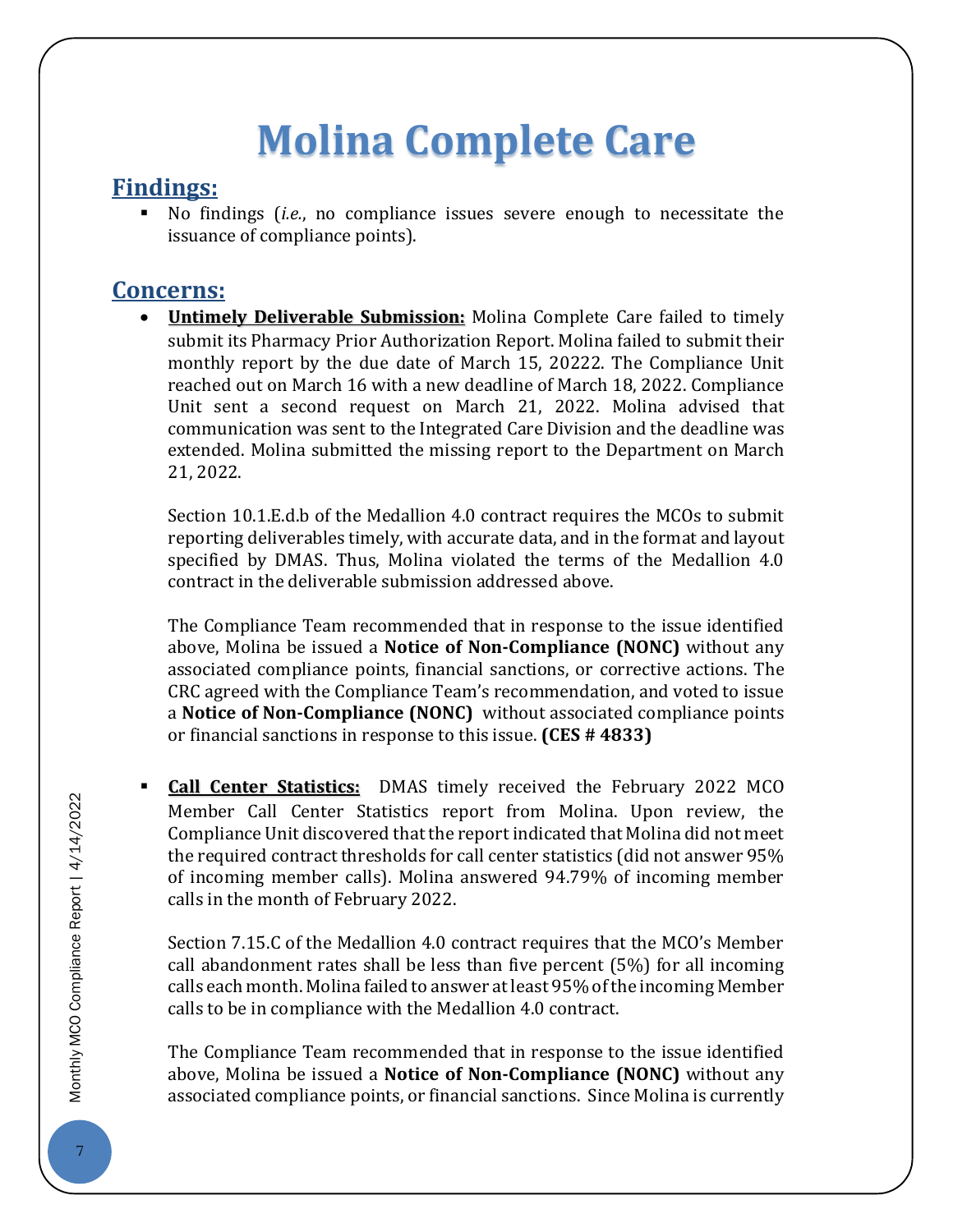# Molina Complete Care

## Findings:

- No findings (*i.e.*, no compliance issues severe enough to necessitate the issuance of compliance points).

## Concerns:

- **Untimely Deliverable Submission:** Molina Complete Care failed to timely submit its Pharmacy Prior Authorization Report. Molina failed to submit their monthly report by the due date of March 15, 20222. The Compliance Unit reached out on March 16 with a new deadline of March 18, 2022. Compliance Unit sent a second request on March 21, 2022. Molina advised that communication was sent to the Integrated Care Division and the deadline was extended. Molina submitted the missing report to the Department on March 21, 2022.

  Section 10.1.E.d.b of the Medallion 4.0 contract requires the MCOs to submit reporting deliverables timely, with accurate data, and in the format and layout specified by DMAS. Thus, Molina violated the terms of the Medallion 4.0 contract in the deliverable submission addressed above.

  The Compliance Team recommended that in response to the issue identified above, Molina be issued a **Notice of Non-Compliance (NONC)** without any associated compliance points, financial sanctions, or corrective actions. The CRC agreed with the Compliance Team's recommendation, and voted to issue a **Notice of Non-Compliance (NONC)** without associated compliance points or financial sanctions in response to this issue. **(CES # 4833)**

- **Call Center Statistics:** DMAS timely received the February 2022 MCO Member Call Center Statistics report from Molina. Upon review, the Compliance Unit discovered that the report indicated that Molina did not meet the required contract thresholds for call center statistics (did not answer 95% of incoming member calls). Molina answered 94.79% of incoming member calls in the month of February 2022.

  Section 7.15.C of the Medallion 4.0 contract requires that the MCO's Member call abandonment rates shall be less than five percent (5%) for all incoming calls each month. Molina failed to answer at least 95% of the incoming Member calls to be in compliance with the Medallion 4.0 contract.

  The Compliance Team recommended that in response to the issue identified above, Molina be issued a **Notice of Non-Compliance (NONC)** without any associated compliance points, or financial sanctions. Since Molina is currently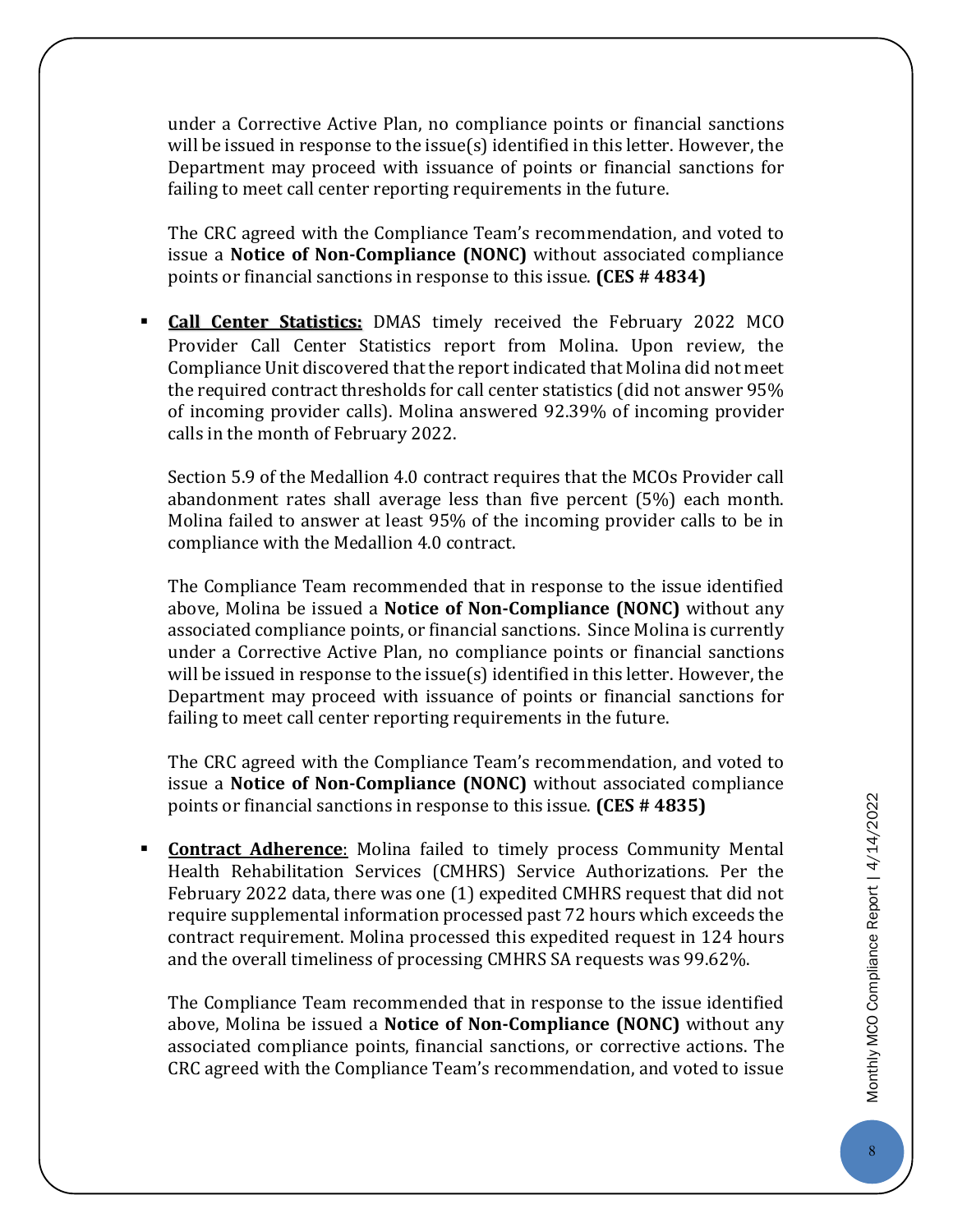under a Corrective Active Plan, no compliance points or financial sanctions will be issued in response to the issue(s) identified in this letter. However, the Department may proceed with issuance of points or financial sanctions for failing to meet call center reporting requirements in the future.

The CRC agreed with the Compliance Team's recommendation, and voted to issue a **Notice of Non-Compliance (NONC)** without associated compliance points or financial sanctions in response to this issue. **(CES # 4834)**

- **Call Center Statistics:** DMAS timely received the February 2022 MCO Provider Call Center Statistics report from Molina. Upon review, the Compliance Unit discovered that the report indicated that Molina did not meet the required contract thresholds for call center statistics (did not answer 95% of incoming provider calls). Molina answered 92.39% of incoming provider calls in the month of February 2022.

  Section 5.9 of the Medallion 4.0 contract requires that the MCOs Provider call abandonment rates shall average less than five percent (5%) each month. Molina failed to answer at least 95% of the incoming provider calls to be in compliance with the Medallion 4.0 contract.

  The Compliance Team recommended that in response to the issue identified above, Molina be issued a **Notice of Non-Compliance (NONC)** without any associated compliance points, or financial sanctions. Since Molina is currently under a Corrective Active Plan, no compliance points or financial sanctions will be issued in response to the issue(s) identified in this letter. However, the Department may proceed with issuance of points or financial sanctions for failing to meet call center reporting requirements in the future.

  The CRC agreed with the Compliance Team's recommendation, and voted to issue a **Notice of Non-Compliance (NONC)** without associated compliance points or financial sanctions in response to this issue. **(CES # 4835)**

- **Contract Adherence**: Molina failed to timely process Community Mental Health Rehabilitation Services (CMHRS) Service Authorizations. Per the February 2022 data, there was one (1) expedited CMHRS request that did not require supplemental information processed past 72 hours which exceeds the contract requirement. Molina processed this expedited request in 124 hours and the overall timeliness of processing CMHRS SA requests was 99.62%.

  The Compliance Team recommended that in response to the issue identified above, Molina be issued a **Notice of Non-Compliance (NONC)** without any associated compliance points, financial sanctions, or corrective actions. The CRC agreed with the Compliance Team's recommendation, and voted to issue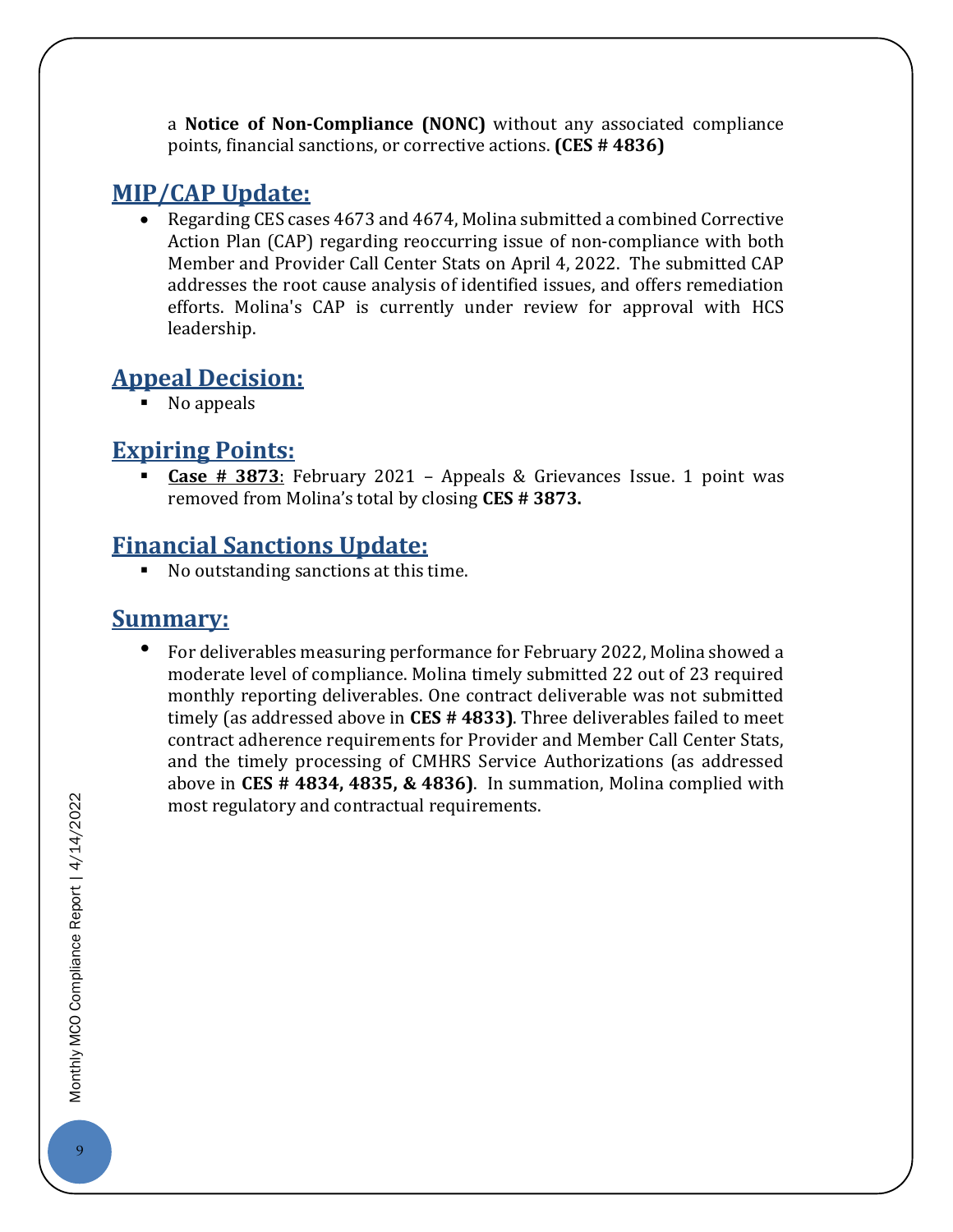a **Notice of Non-Compliance (NONC)** without any associated compliance points, financial sanctions, or corrective actions. **(CES # 4836)**

## MIP/CAP Update:

- Regarding CES cases 4673 and 4674, Molina submitted a combined Corrective Action Plan (CAP) regarding reoccurring issue of non-compliance with both Member and Provider Call Center Stats on April 4, 2022. The submitted CAP addresses the root cause analysis of identified issues, and offers remediation efforts. Molina's CAP is currently under review for approval with HCS leadership.

## Appeal Decision:

- No appeals

## Expiring Points:

- **Case # 3873**: February 2021 – Appeals & Grievances Issue. 1 point was removed from Molina's total by closing **CES # 3873.**

## Financial Sanctions Update:

- No outstanding sanctions at this time.

## Summary:

- For deliverables measuring performance for February 2022, Molina showed a moderate level of compliance. Molina timely submitted 22 out of 23 required monthly reporting deliverables. One contract deliverable was not submitted timely (as addressed above in **CES # 4833)**. Three deliverables failed to meet contract adherence requirements for Provider and Member Call Center Stats, and the timely processing of CMHRS Service Authorizations (as addressed above in **CES # 4834, 4835, & 4836)**. In summation, Molina complied with most regulatory and contractual requirements.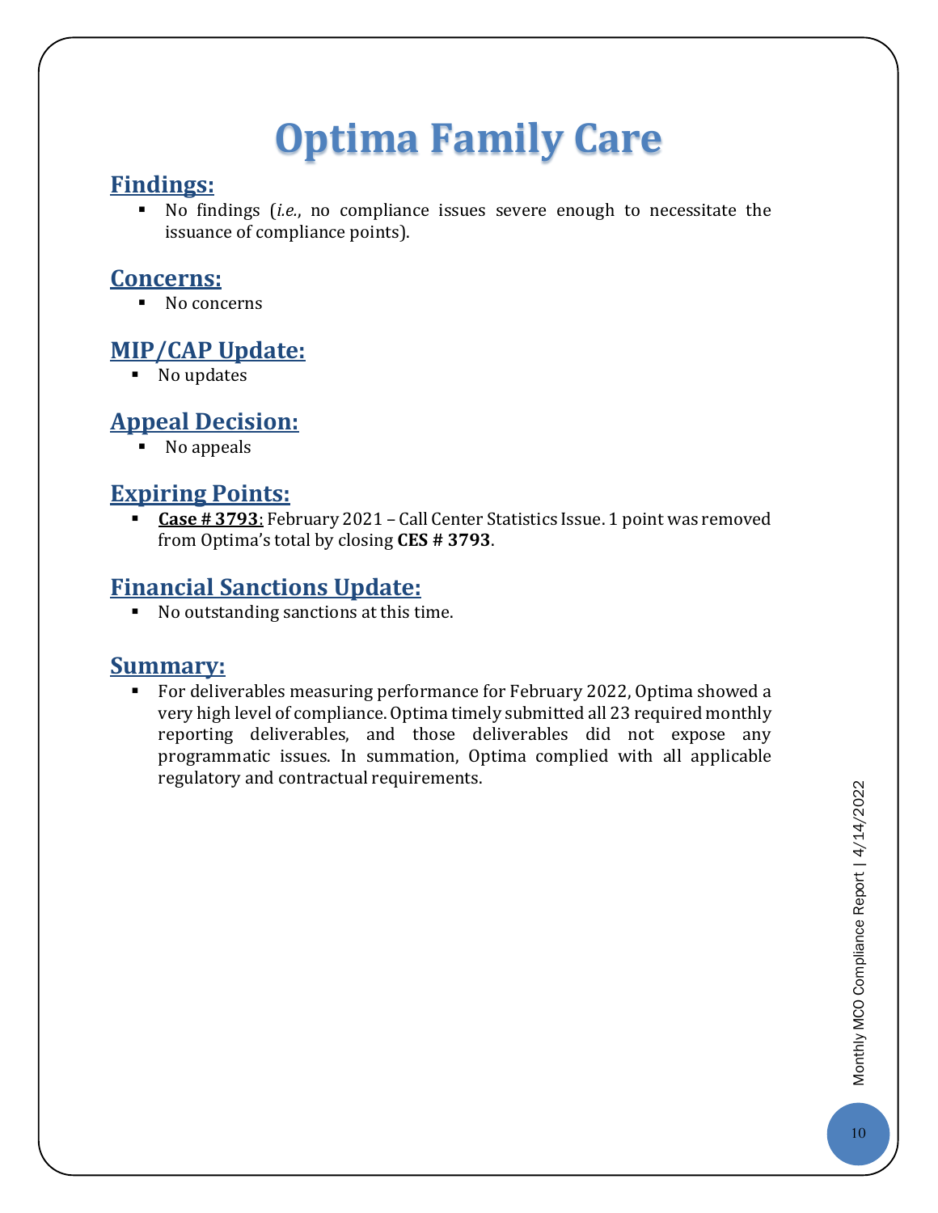# Optima Family Care

## Findings:

- No findings (*i.e.*, no compliance issues severe enough to necessitate the issuance of compliance points).

## Concerns:

- No concerns

## MIP/CAP Update:

- No updates

## Appeal Decision:

- No appeals

## Expiring Points:

- **Case # 3793**: February 2021 – Call Center Statistics Issue. 1 point was removed from Optima's total by closing **CES # 3793**.

## Financial Sanctions Update:

- No outstanding sanctions at this time.

## Summary:

- For deliverables measuring performance for February 2022, Optima showed a very high level of compliance. Optima timely submitted all 23 required monthly reporting deliverables, and those deliverables did not expose any programmatic issues. In summation, Optima complied with all applicable regulatory and contractual requirements.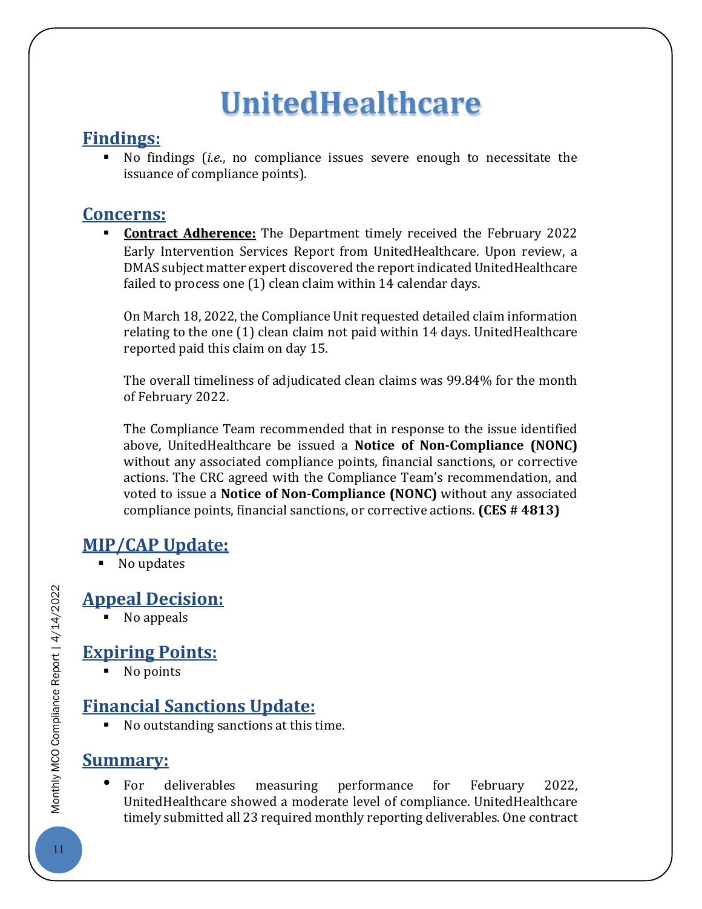# UnitedHealthcare

## Findings:

- No findings (*i.e.*, no compliance issues severe enough to necessitate the issuance of compliance points).

## Concerns:

- **Contract Adherence:** The Department timely received the February 2022 Early Intervention Services Report from UnitedHealthcare. Upon review, a DMAS subject matter expert discovered the report indicated UnitedHealthcare failed to process one (1) clean claim within 14 calendar days.

  On March 18, 2022, the Compliance Unit requested detailed claim information relating to the one (1) clean claim not paid within 14 days. UnitedHealthcare reported paid this claim on day 15.

  The overall timeliness of adjudicated clean claims was 99.84% for the month of February 2022.

  The Compliance Team recommended that in response to the issue identified above, UnitedHealthcare be issued a **Notice of Non-Compliance (NONC)** without any associated compliance points, financial sanctions, or corrective actions. The CRC agreed with the Compliance Team's recommendation, and voted to issue a **Notice of Non-Compliance (NONC)** without any associated compliance points, financial sanctions, or corrective actions. **(CES # 4813)**

## MIP/CAP Update:

- No updates

## Appeal Decision:

- No appeals

## Expiring Points:

- No points

## Financial Sanctions Update:

- No outstanding sanctions at this time.

## Summary:

- For deliverables measuring performance for February 2022, UnitedHealthcare showed a moderate level of compliance. UnitedHealthcare timely submitted all 23 required monthly reporting deliverables. One contract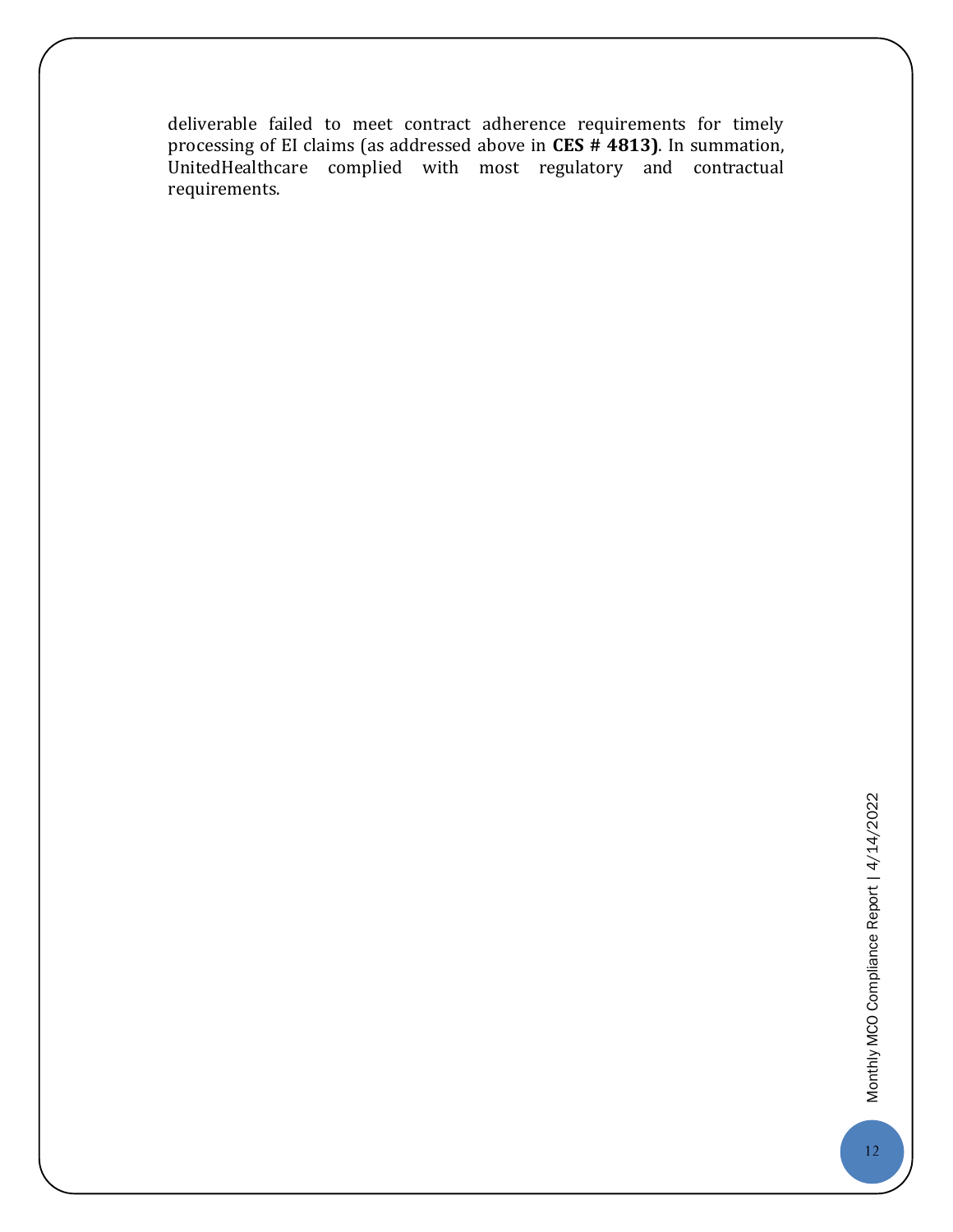deliverable failed to meet contract adherence requirements for timely processing of EI claims (as addressed above in **CES # 4813)**. In summation, UnitedHealthcare complied with most regulatory and contractual requirements.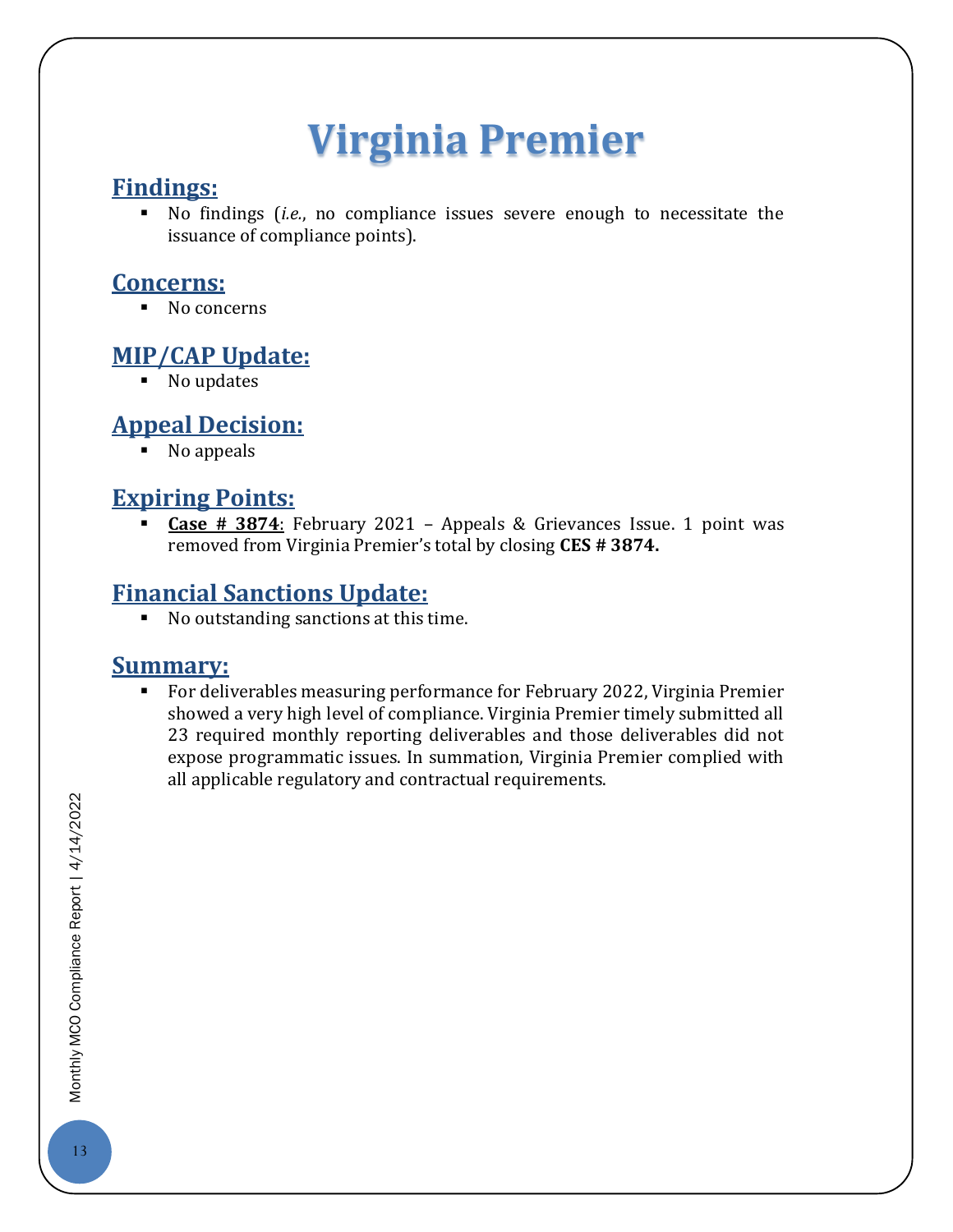# Virginia Premier

## Findings:

- No findings (*i.e.*, no compliance issues severe enough to necessitate the issuance of compliance points).

## Concerns:

- No concerns

## MIP/CAP Update:

- No updates

## Appeal Decision:

- No appeals

## Expiring Points:

- **Case # 3874**: February 2021 – Appeals & Grievances Issue. 1 point was removed from Virginia Premier's total by closing **CES # 3874.**

## Financial Sanctions Update:

- No outstanding sanctions at this time.

## Summary:

- For deliverables measuring performance for February 2022, Virginia Premier showed a very high level of compliance. Virginia Premier timely submitted all 23 required monthly reporting deliverables and those deliverables did not expose programmatic issues. In summation, Virginia Premier complied with all applicable regulatory and contractual requirements.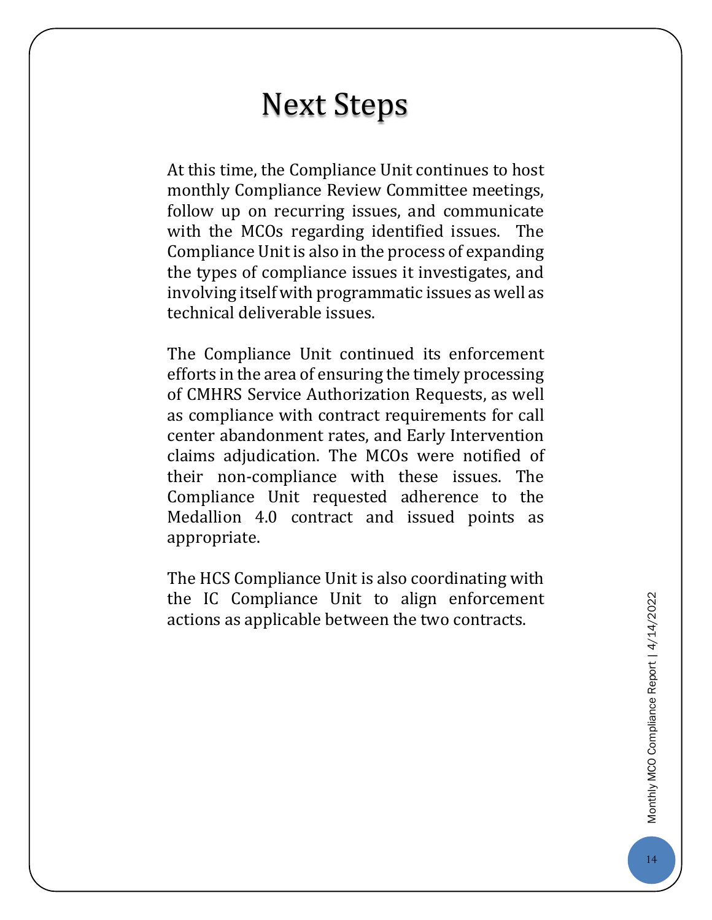# Next Steps

At this time, the Compliance Unit continues to host monthly Compliance Review Committee meetings, follow up on recurring issues, and communicate with the MCOs regarding identified issues. The Compliance Unit is also in the process of expanding the types of compliance issues it investigates, and involving itself with programmatic issues as well as technical deliverable issues.

The Compliance Unit continued its enforcement efforts in the area of ensuring the timely processing of CMHRS Service Authorization Requests, as well as compliance with contract requirements for call center abandonment rates, and Early Intervention claims adjudication. The MCOs were notified of their non-compliance with these issues. The Compliance Unit requested adherence to the Medallion 4.0 contract and issued points as appropriate.

The HCS Compliance Unit is also coordinating with the IC Compliance Unit to align enforcement actions as applicable between the two contracts.